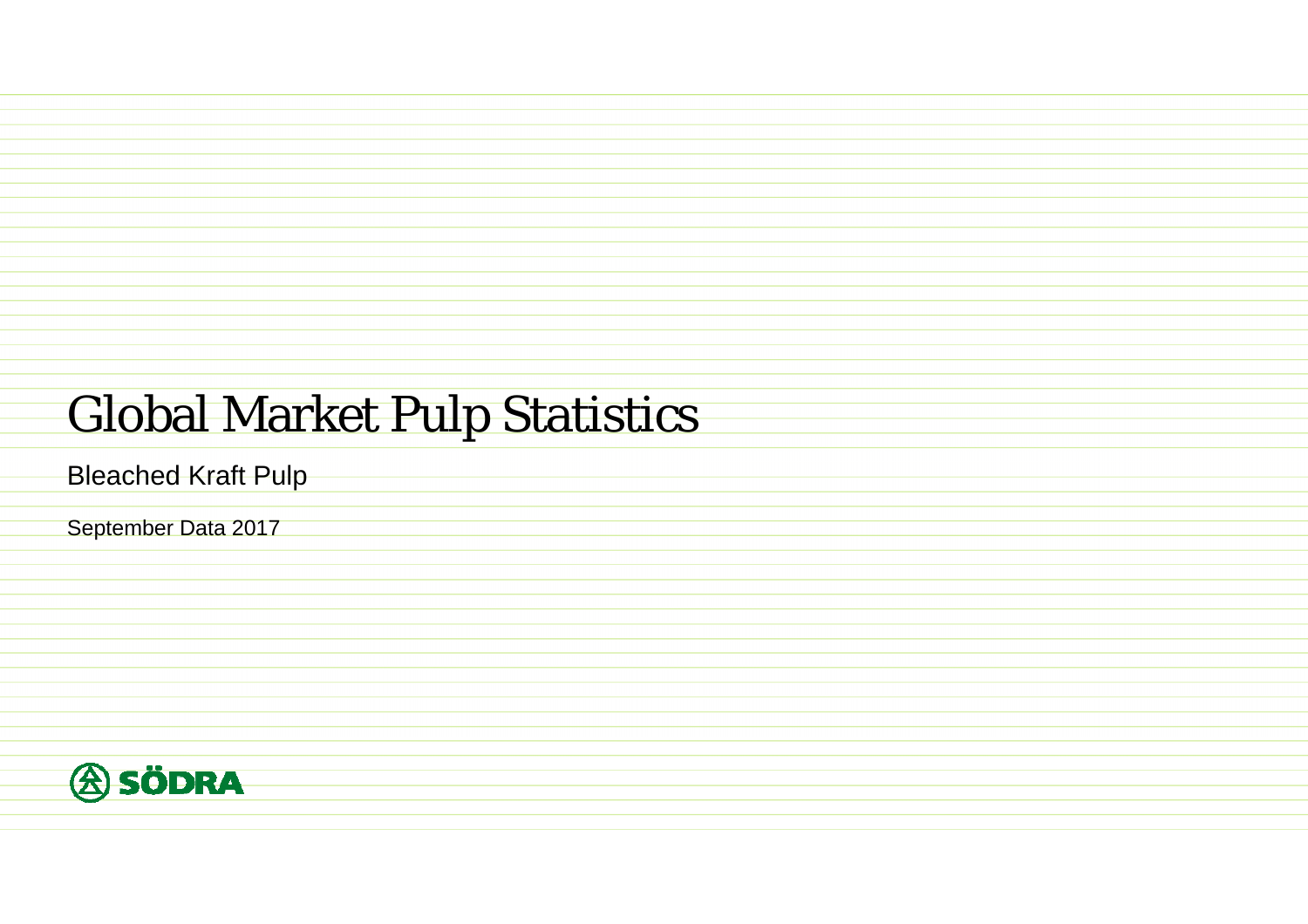# Global Market Pulp Statistics

Bleached Kraft Pulp

September Data 2017

SÖDRA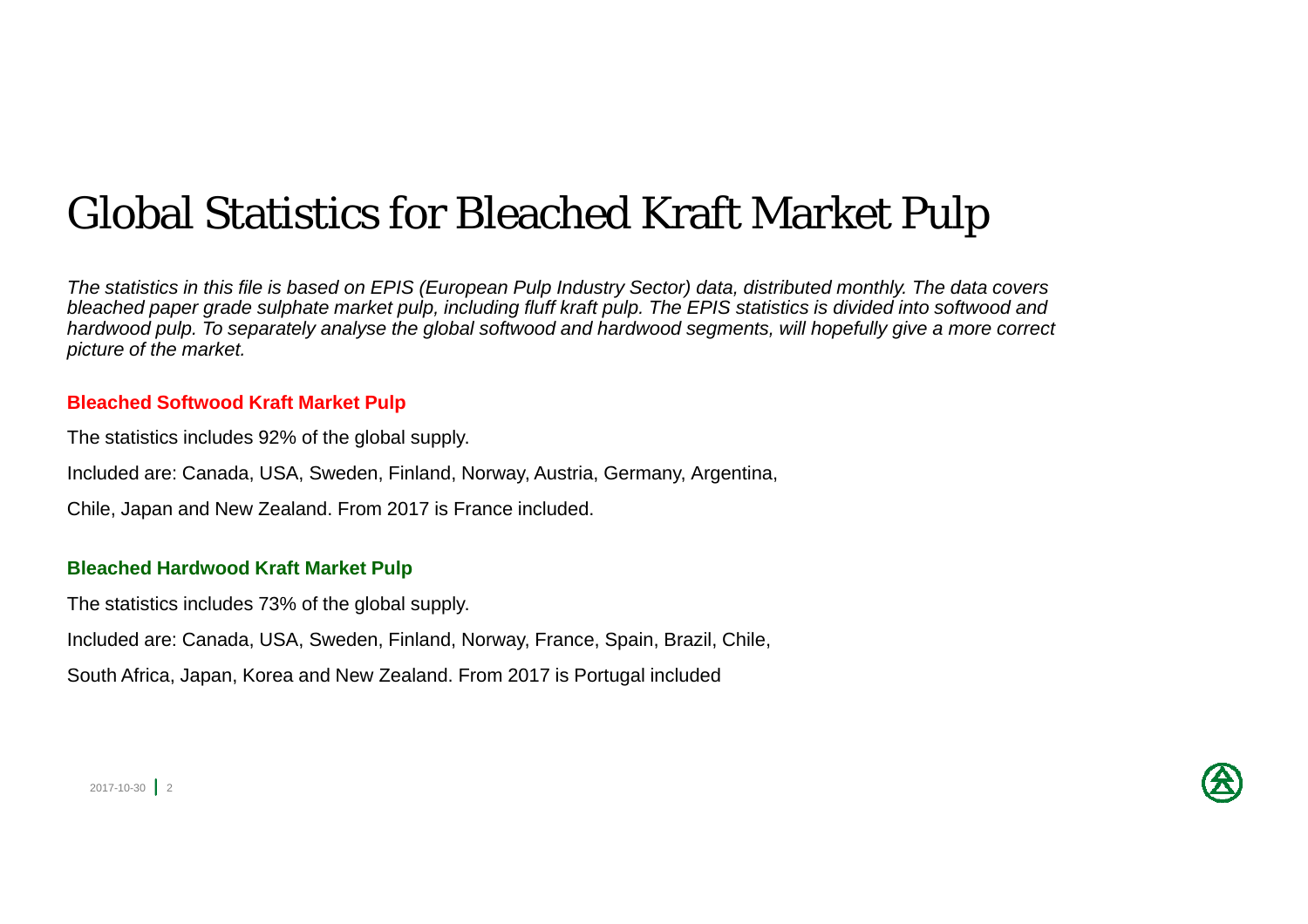# Global Statistics for Bleached Kraft Market Pulp

*The statistics in this file is based on EPIS (European Pulp Industry Sector) data, distributed monthly. The data covers bleached paper grade sulphate market pulp, including fluff kraft pulp. The EPIS statistics is divided into softwood and hardwood pulp. To separately analyse the global softwood and hardwood segments, will hopefully give a more correct picture of the market.*

**Bleached Softwood Kraft Market Pulp**

The statistics includes 92% of the global supply.

Included are: Canada, USA, Sweden, Finland, Norway, Austria, Germany, Argentina,

Chile, Japan and New Zealand. From 2017 is France included.

**Bleached Hardwood Kraft Market Pulp**

The statistics includes 73% of the global supply.

Included are: Canada, USA, Sweden, Finland, Norway, France, Spain, Brazil, Chile,

South Africa, Japan, Korea and New Zealand. From 2017 is Portugal included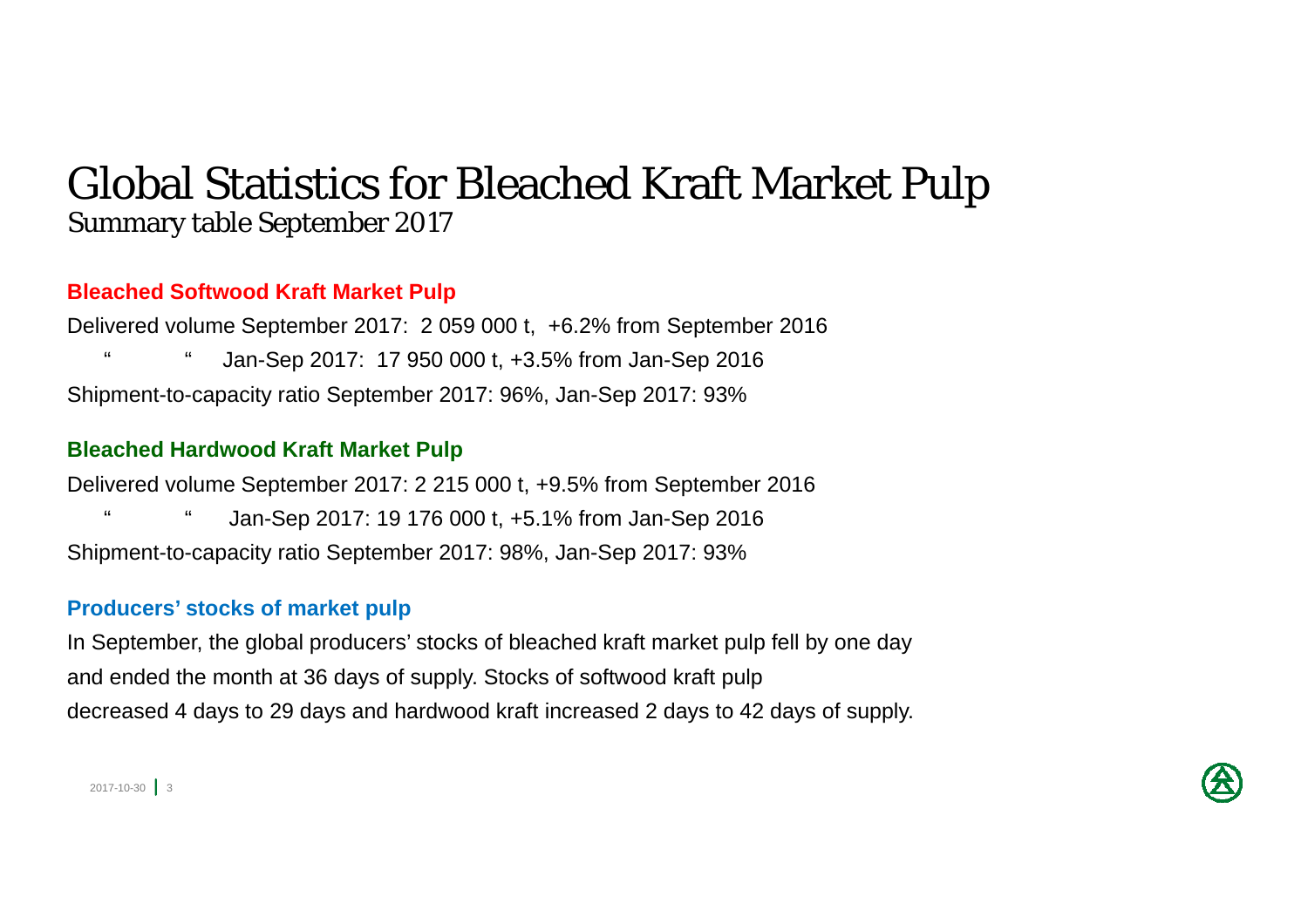# Global Statistics for Bleached Kraft Market Pulp

## Summary table September 2017

### Bleached Softwood Kraft Market Pulp

Delivered volume September 2017: 2 059 000 t, +6.2% from September 2016

" " Jan-Sep 2017: 17 950 000 t, +3.5% from Jan-Sep 2016

Shipment-to-capacity ratio September 2017: 96%, Jan-Sep 2017: 93%

### Bleached Hardwood Kraft Market Pulp

Delivered volume September 2017: 2 215 000 t, +9.5% from September 2016

" " Jan-Sep 2017: 19 176 000 t, +5.1% from Jan-Sep 2016

Shipment-to-capacity ratio September 2017: 98%, Jan-Sep 2017: 93%

### Producers' stocks of market pulp

In September, the global producers' stocks of bleached kraft market pulp fell by one day and ended the month at 36 days of supply. Stocks of softwood kraft pulp decreased 4 days to 29 days and hardwood kraft increased 2 days to 42 days of supply.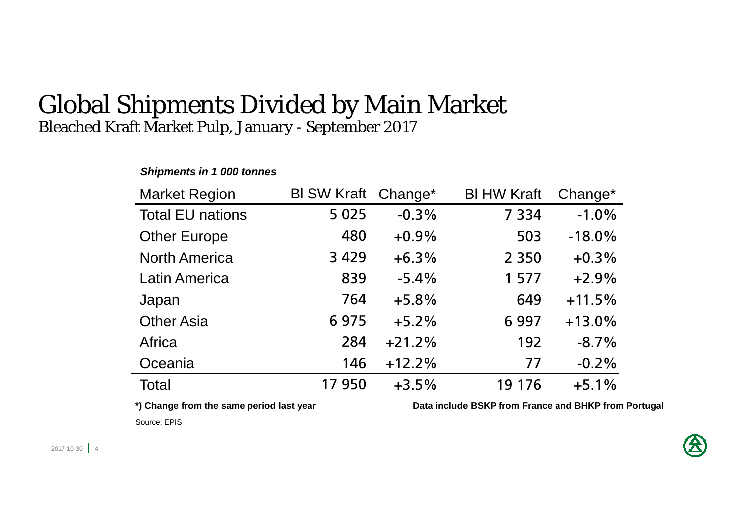# Global Shipments Divided by Main Market

## Bleached Kraft Market Pulp, January - September 2017

***Shipments in 1 000 tonnes***

| Market Region | Bl SW Kraft | Change* | Bl HW Kraft | Change* |
|---|---|---|---|---|
| Total EU nations | 5 025 | -0.3% | 7 334 | -1.0% |
| Other Europe | 480 | +0.9% | 503 | -18.0% |
| North America | 3 429 | +6.3% | 2 350 | +0.3% |
| Latin America | 839 | -5.4% | 1 577 | +2.9% |
| Japan | 764 | +5.8% | 649 | +11.5% |
| Other Asia | 6 975 | +5.2% | 6 997 | +13.0% |
| Africa | 284 | +21.2% | 192 | -8.7% |
| Oceania | 146 | +12.2% | 77 | -0.2% |
| Total | 17 950 | +3.5% | 19 176 | +5.1% |

**\*) Change from the same period last year**

**Data include BSKP from France and BHKP from Portugal**

Source: EPIS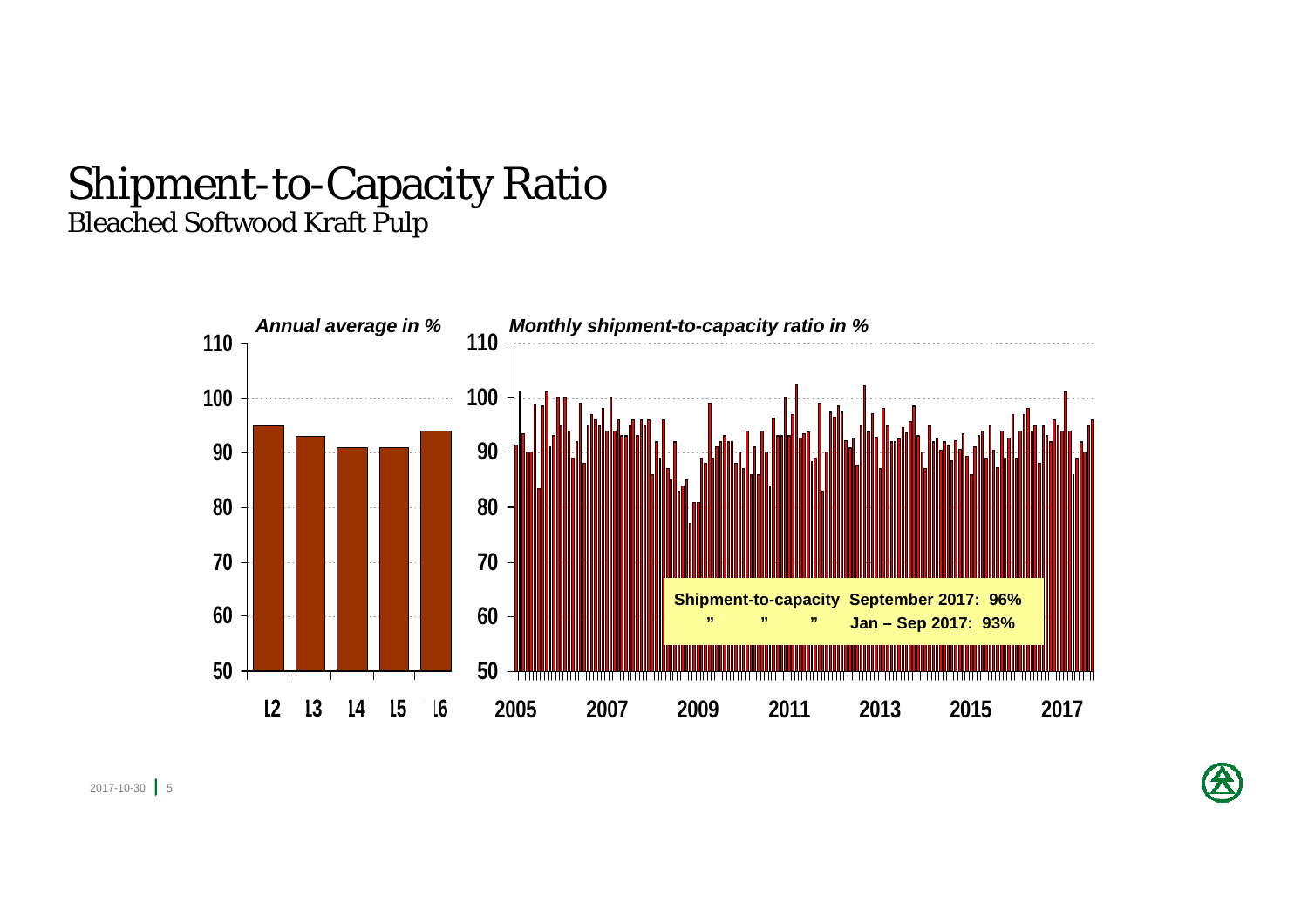# Shipment-to-Capacity Ratio

## Bleached Softwood Kraft Pulp

*Annual average in %*

*Monthly shipment-to-capacity ratio in %*

**Shipment-to-capacity September 2017: 96%**

**" " " Jan – Sep 2017: 93%**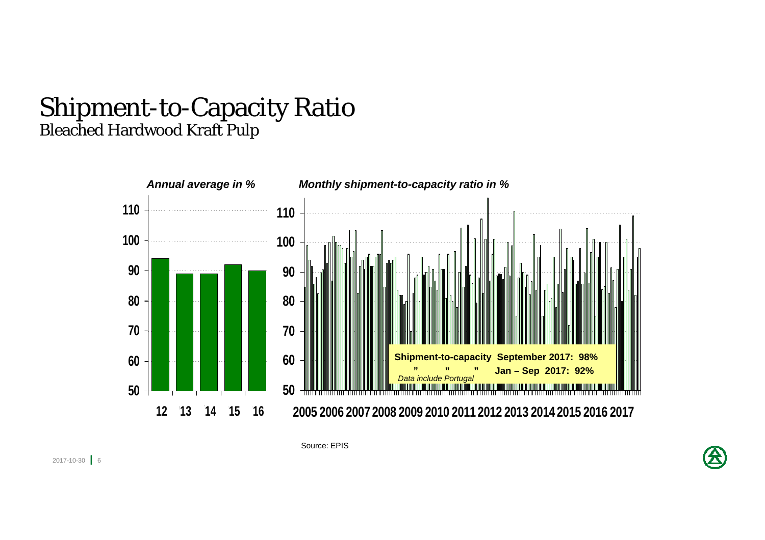# Shipment-to-Capacity Ratio

## Bleached Hardwood Kraft Pulp

*Annual average in %*

*Monthly shipment-to-capacity ratio in %*

| Year | Annual average (%) |
|---|---|
| 12 | 94 |
| 13 | 89 |
| 14 | 89 |
| 15 | 92 |
| 16 | 90 |

**Shipment-to-capacity September 2017: 98%**

**" " " Jan – Sep 2017: 92%**

*Data include Portugal*

Source: EPIS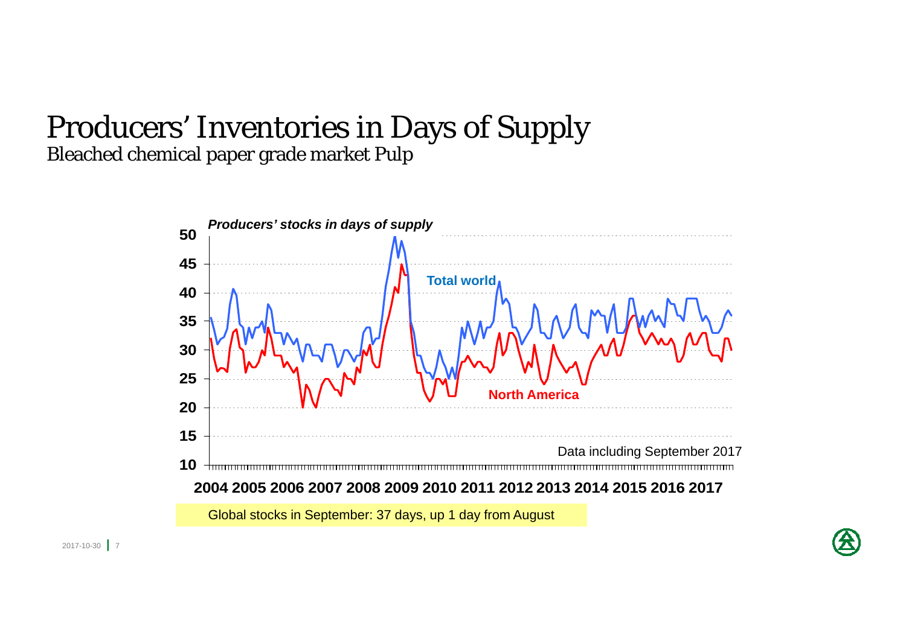# Producers' Inventories in Days of Supply

Bleached chemical paper grade market Pulp

*Producers' stocks in days of supply*

Total world

North America

Data including September 2017

Global stocks in September: 37 days, up 1 day from August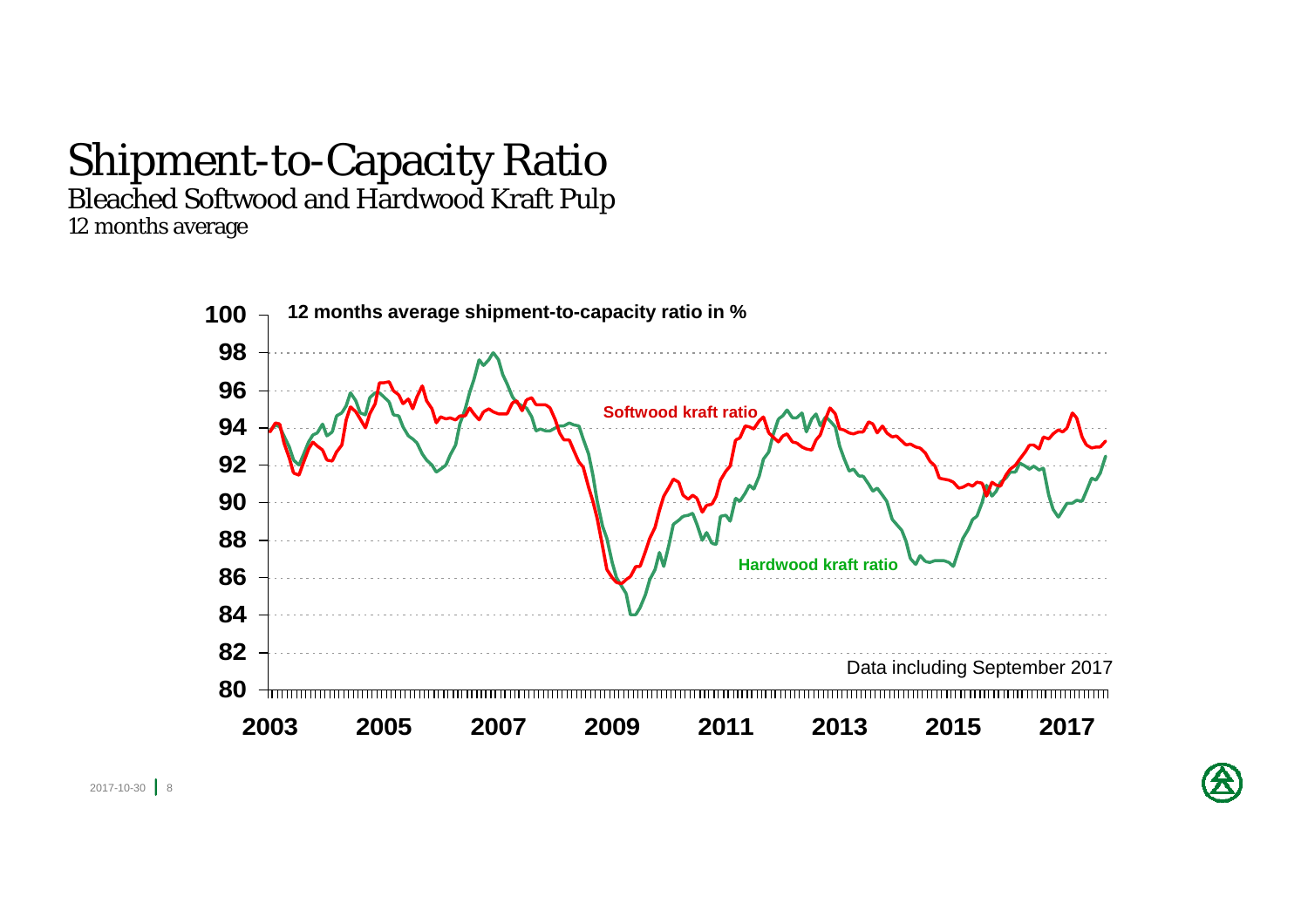# Shipment-to-Capacity Ratio

## Bleached Softwood and Hardwood Kraft Pulp

*12 months average*

**12 months average shipment-to-capacity ratio in %**

Softwood kraft ratio

Hardwood kraft ratio

Data including September 2017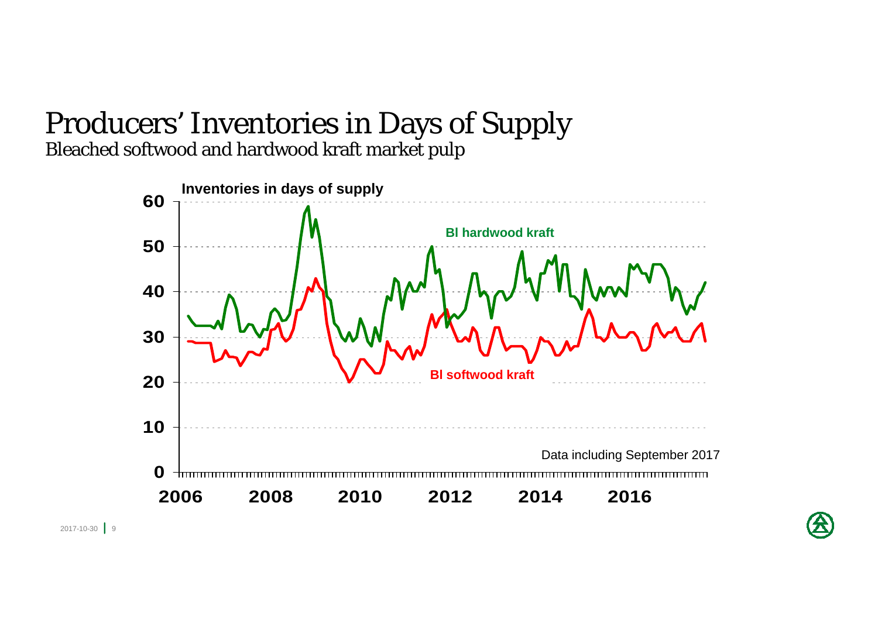# Producers' Inventories in Days of Supply

Bleached softwood and hardwood kraft market pulp

Inventories in days of supply

Bl hardwood kraft

Bl softwood kraft

Data including September 2017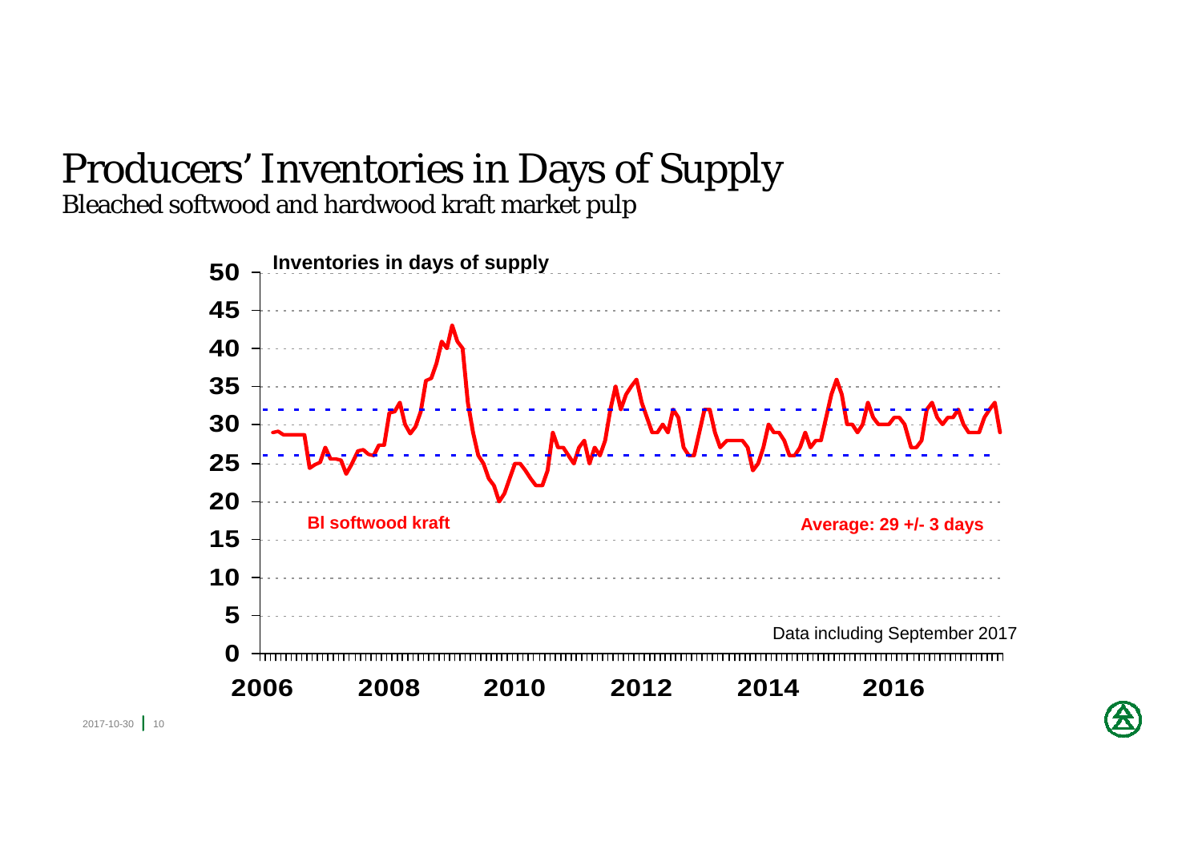# Producers' Inventories in Days of Supply

Bleached softwood and hardwood kraft market pulp

Inventories in days of supply

Bl softwood kraft

Average: 29 +/- 3 days

Data including September 2017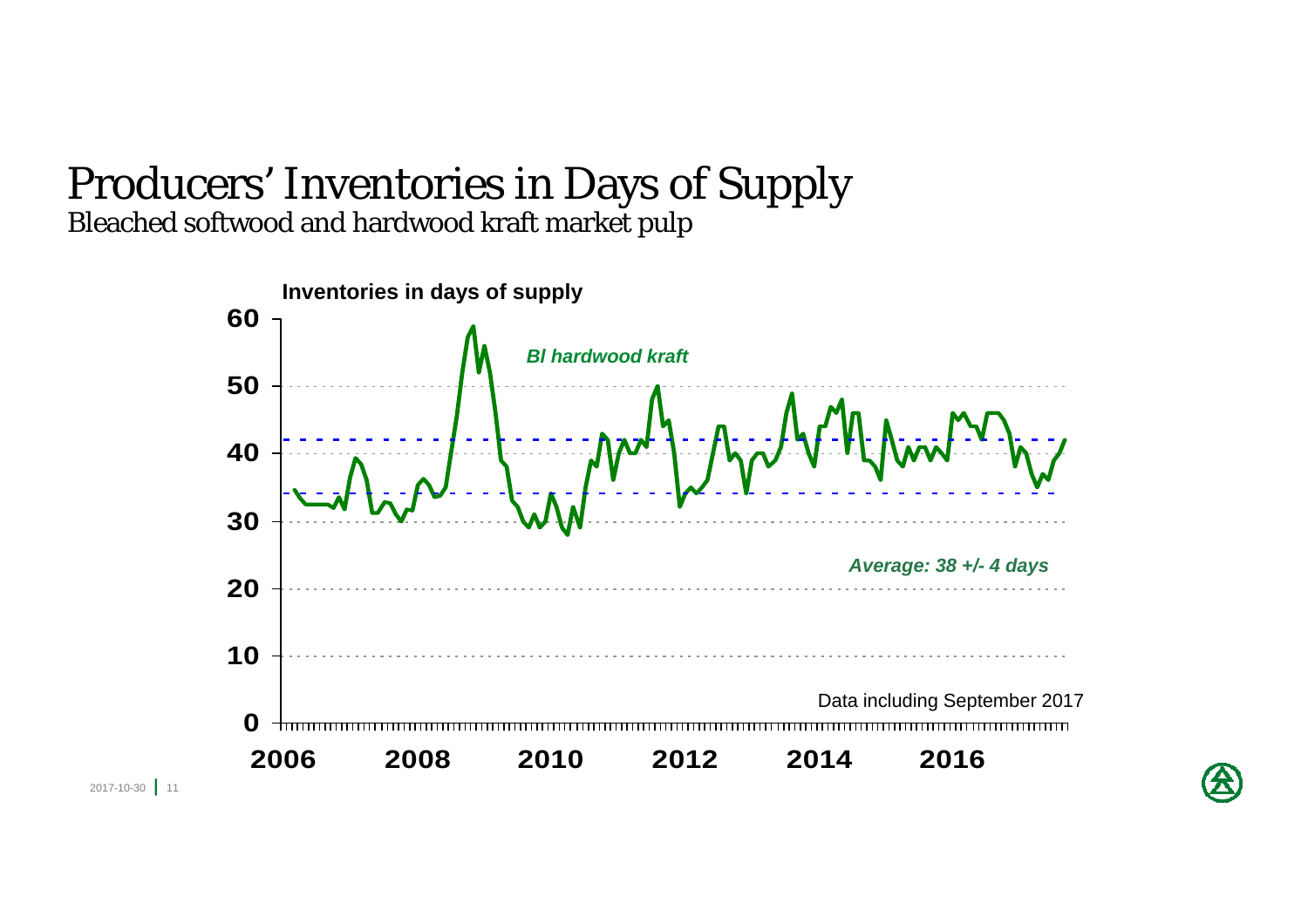# Producers' Inventories in Days of Supply

Bleached softwood and hardwood kraft market pulp

Inventories in days of supply

*Bl hardwood kraft*

*Average: 38 +/- 4 days*

Data including September 2017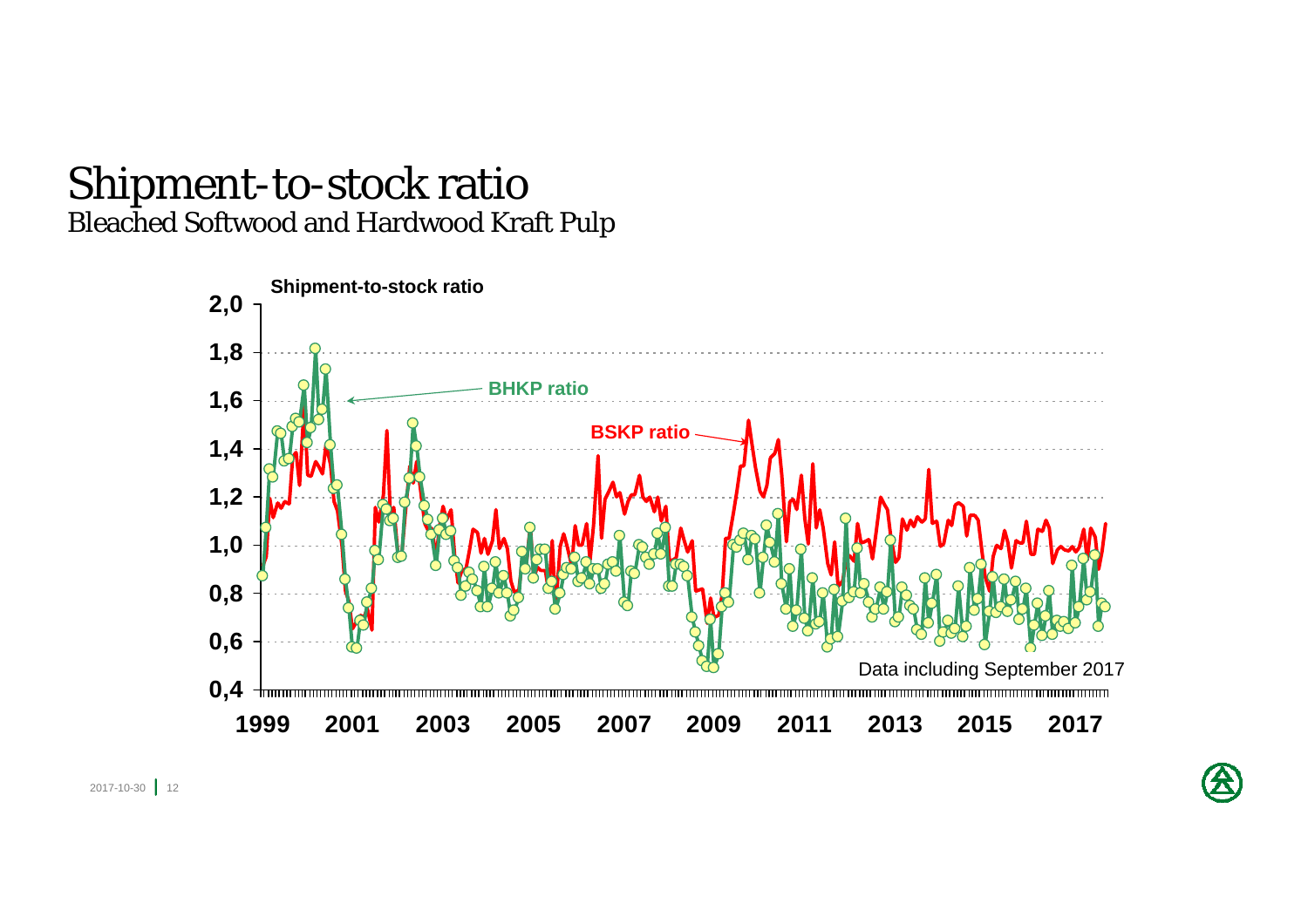# Shipment-to-stock ratio

## Bleached Softwood and Hardwood Kraft Pulp

**Shipment-to-stock ratio**

BHKP ratio

BSKP ratio

Data including September 2017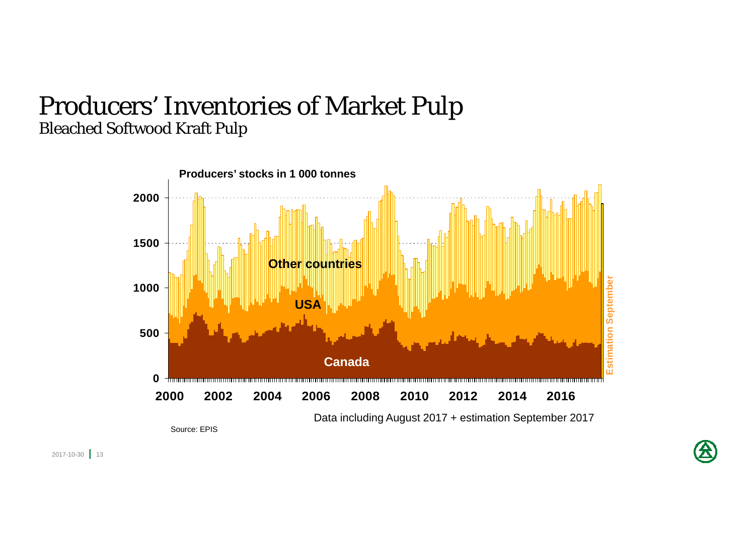# Producers' Inventories of Market Pulp

## Bleached Softwood Kraft Pulp

Producers' stocks in 1 000 tonnes

Other countries

USA

Canada

Estimation September

0 | 500 | 1000 | 1500 | 2000

2000 | 2002 | 2004 | 2006 | 2008 | 2010 | 2012 | 2014 | 2016

Data including August 2017 + estimation September 2017

Source: EPIS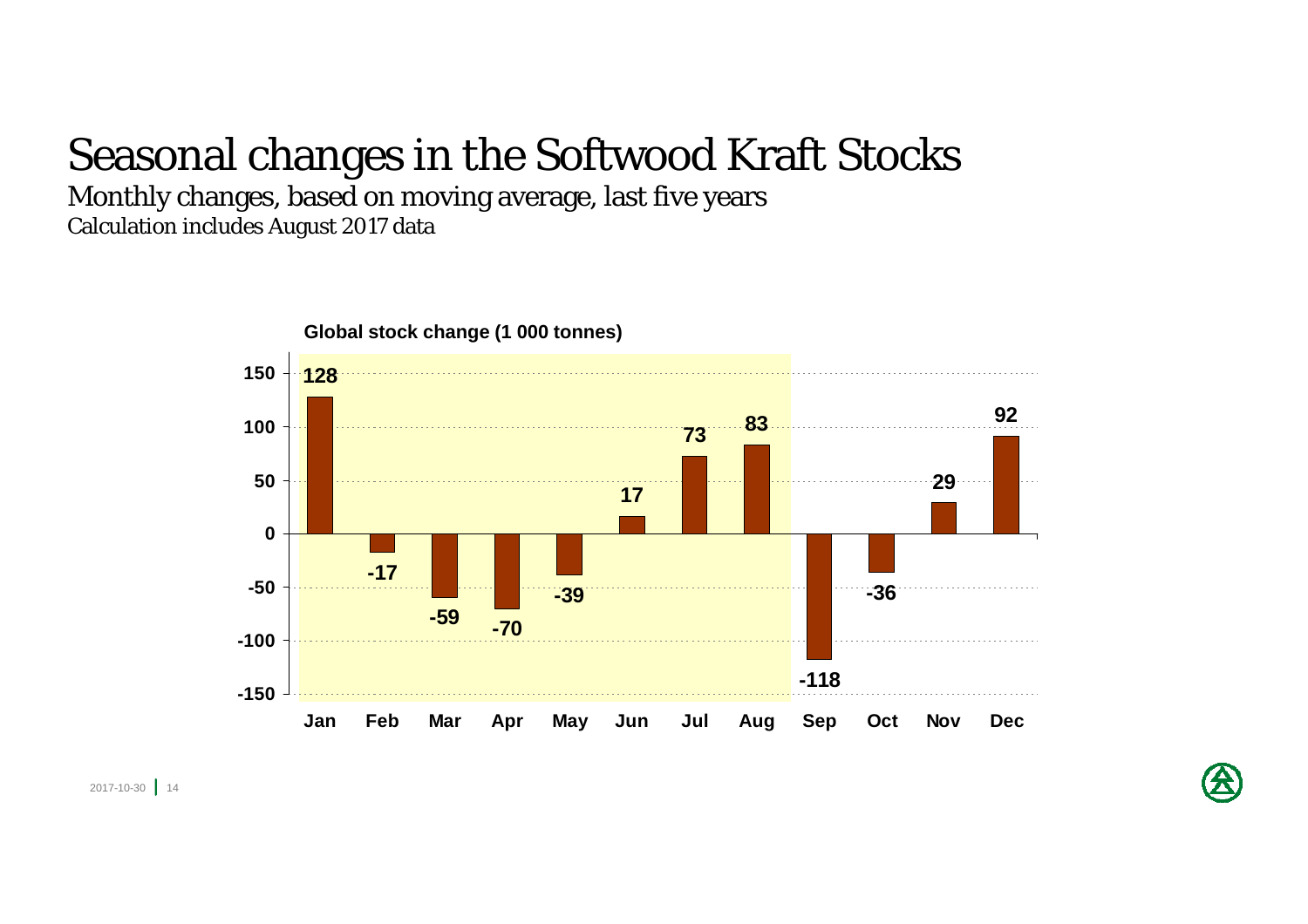# Seasonal changes in the Softwood Kraft Stocks

Monthly changes, based on moving average, last five years

Calculation includes August 2017 data

**Global stock change (1 000 tonnes)**

| Jan | Feb | Mar | Apr | May | Jun | Jul | Aug | Sep | Oct | Nov | Dec |
|---|---|---|---|---|---|---|---|---|---|---|---|
| 128 | -17 | -59 | -70 | -39 | 17 | 73 | 83 | -118 | -36 | 29 | 92 |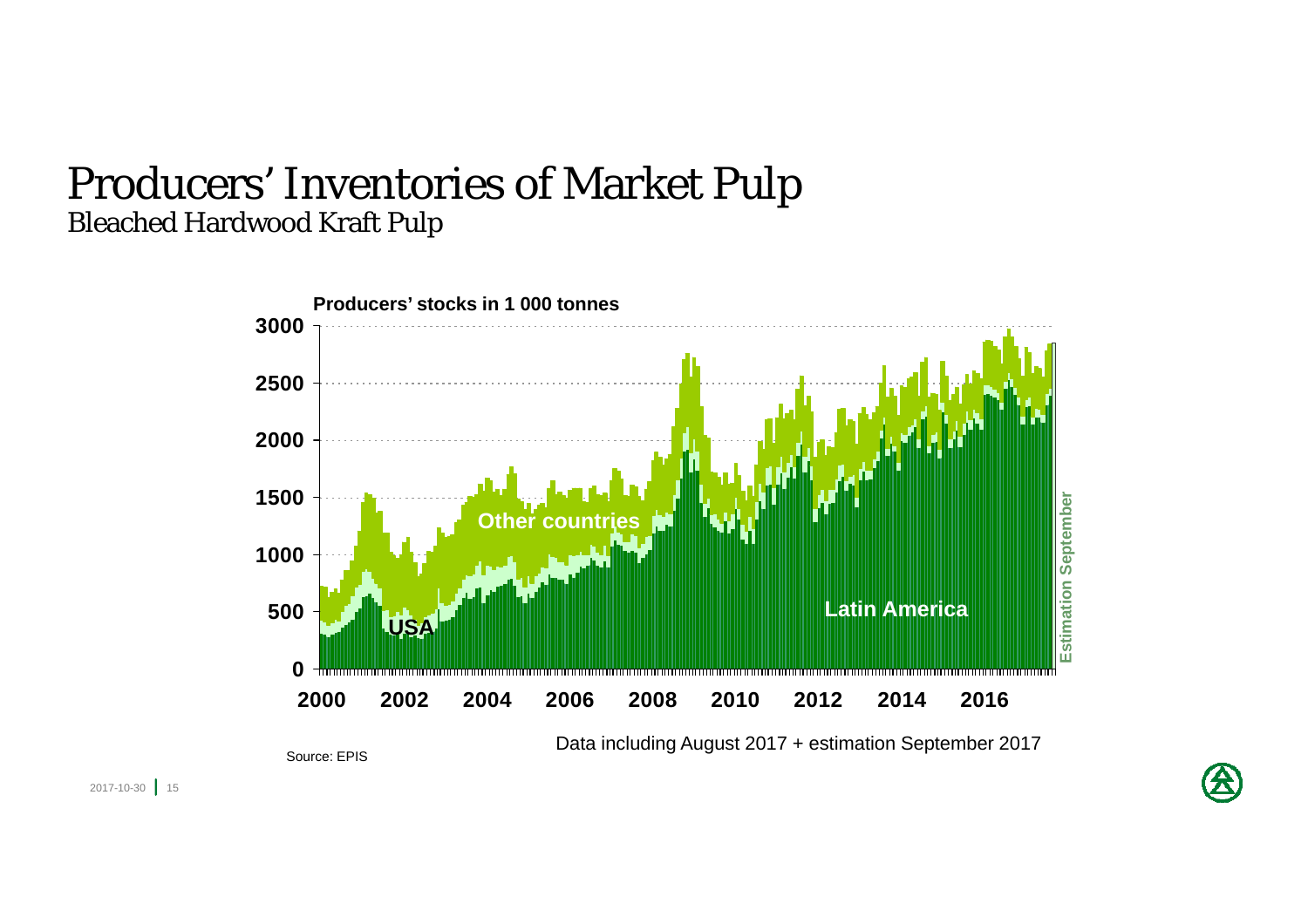# Producers' Inventories of Market Pulp

## Bleached Hardwood Kraft Pulp

Producers' stocks in 1 000 tonnes

3000
2500
2000
1500
1000
500
0

2000 2002 2004 2006 2008 2010 2012 2014 2016

Other countries

USA

Latin America

Estimation September

Source: EPIS

Data including August 2017 + estimation September 2017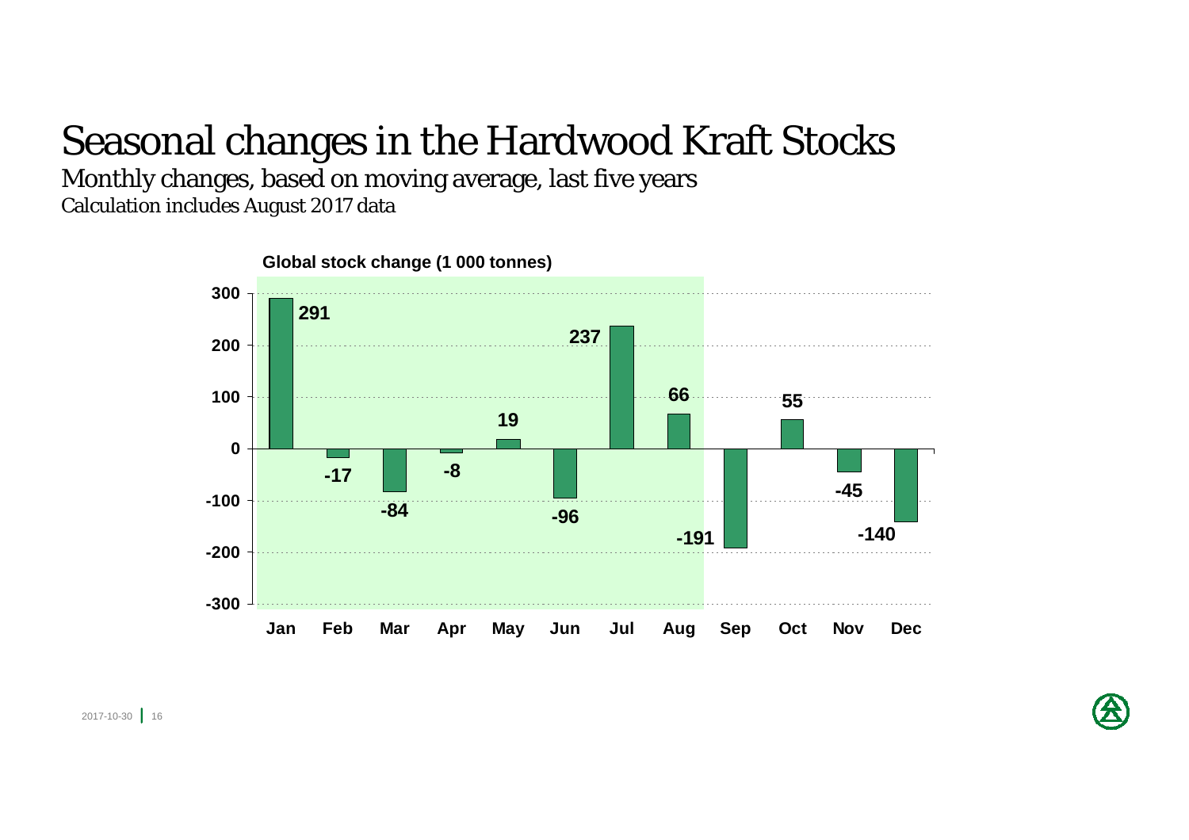# Seasonal changes in the Hardwood Kraft Stocks

## Monthly changes, based on moving average, last five years

Calculation includes August 2017 data

**Global stock change (1 000 tonnes)**

| Month | Change |
|---|---|
| Jan | 291 |
| Feb | -17 |
| Mar | -84 |
| Apr | -8 |
| May | 19 |
| Jun | -96 |
| Jul | 237 |
| Aug | 66 |
| Sep | -191 |
| Oct | 55 |
| Nov | -45 |
| Dec | -140 |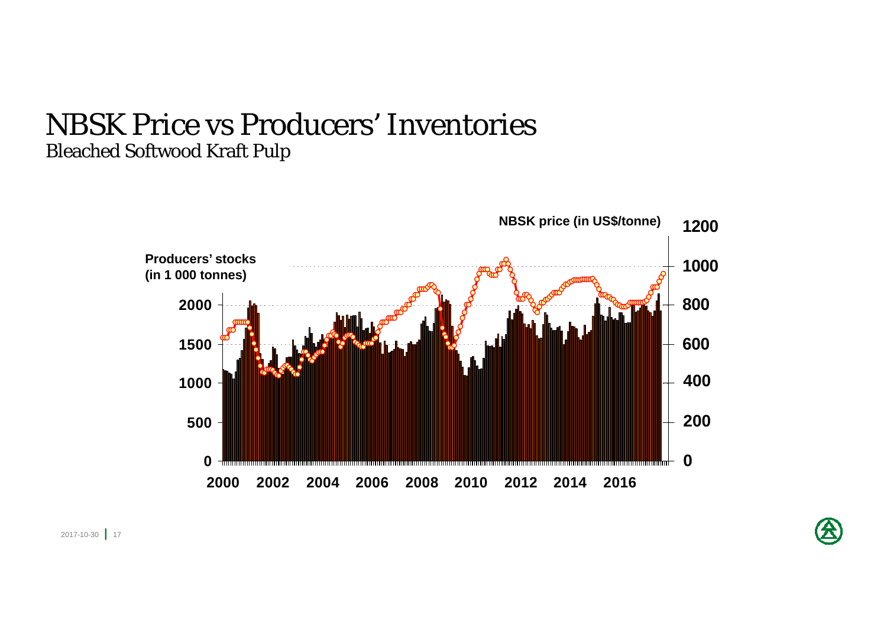# NBSK Price vs Producers' Inventories

## Bleached Softwood Kraft Pulp

Producers' stocks (in 1 000 tonnes)

NBSK price (in US$/tonne)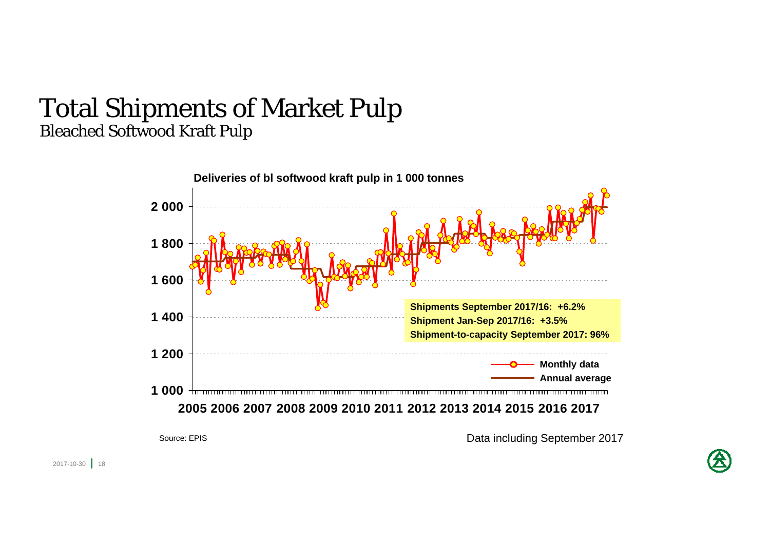# Total Shipments of Market Pulp

## Bleached Softwood Kraft Pulp

**Deliveries of bl softwood kraft pulp in 1 000 tonnes**

**Shipments September 2017/16: +6.2%**
**Shipment Jan-Sep 2017/16: +3.5%**
**Shipment-to-capacity September 2017: 96%**

Source: EPIS

Data including September 2017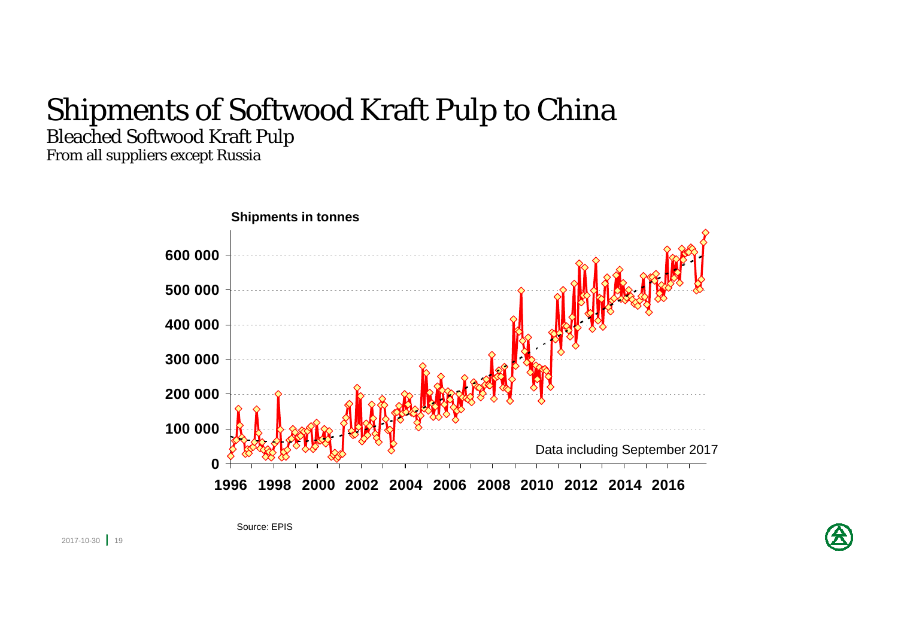# Shipments of Softwood Kraft Pulp to China

## Bleached Softwood Kraft Pulp

From all suppliers except Russia

**Shipments in tonnes**

**600 000**
**500 000**
**400 000**
**300 000**
**200 000**
**100 000**
**0**

**1996 1998 2000 2002 2004 2006 2008 2010 2012 2014 2016**

Data including September 2017

Source: EPIS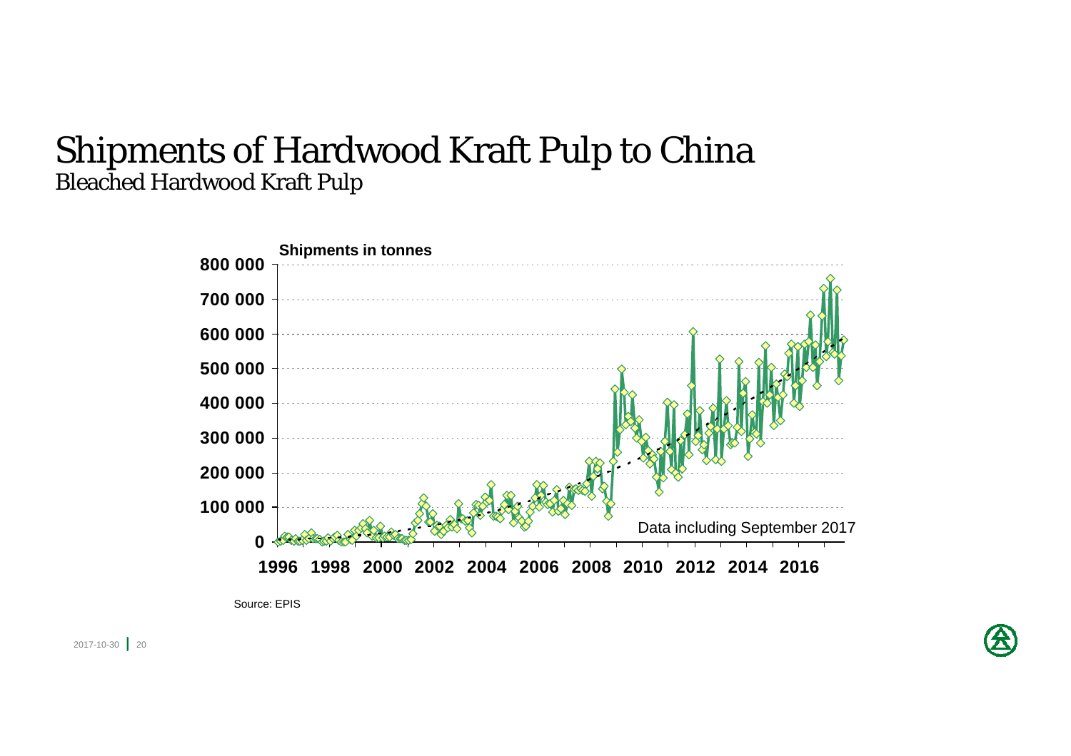# Shipments of Hardwood Kraft Pulp to China

## Bleached Hardwood Kraft Pulp

Shipments in tonnes

800 000
700 000
600 000
500 000
400 000
300 000
200 000
100 000
0

1996 1998 2000 2002 2004 2006 2008 2010 2012 2014 2016

Data including September 2017

Source: EPIS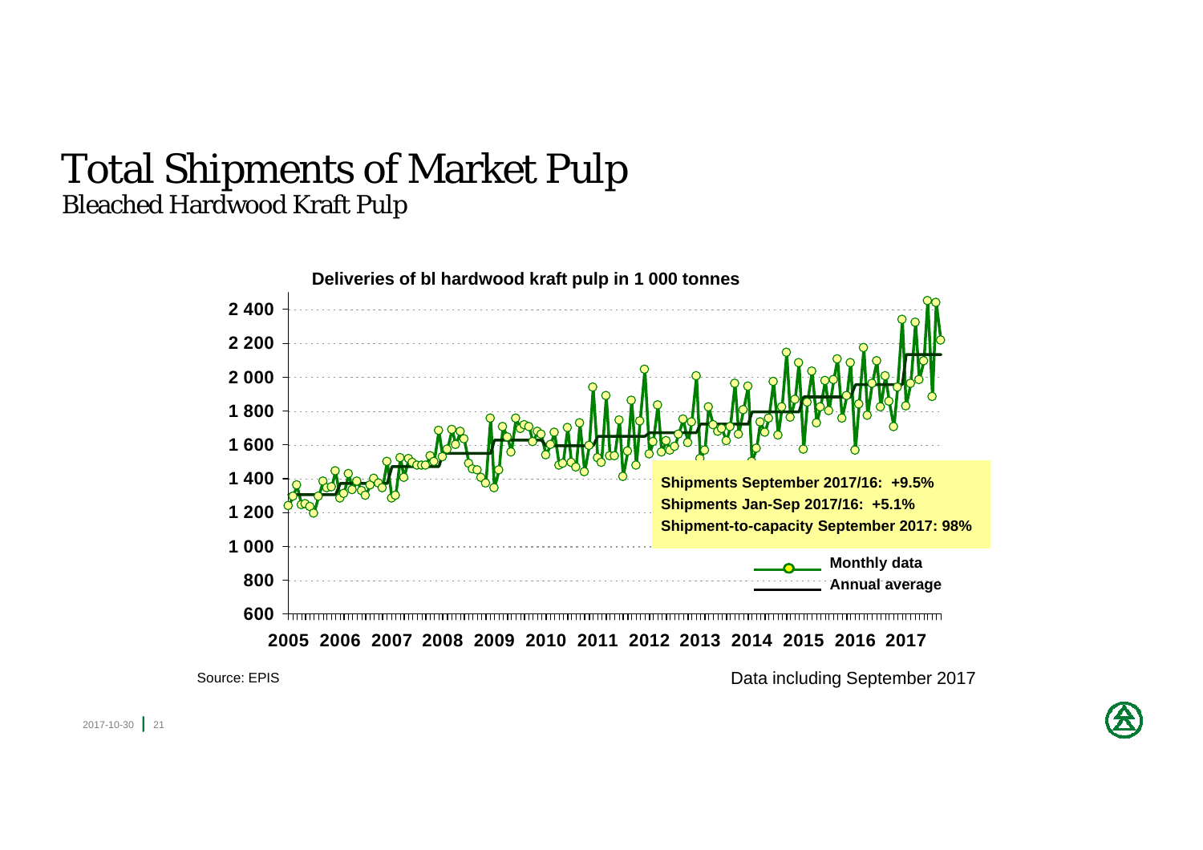# Total Shipments of Market Pulp

## Bleached Hardwood Kraft Pulp

**Deliveries of bl hardwood kraft pulp in 1 000 tonnes**

**Shipments September 2017/16: +9.5%**
**Shipments Jan-Sep 2017/16: +5.1%**
**Shipment-to-capacity September 2017: 98%**

Monthly data
Annual average

2005 2006 2007 2008 2009 2010 2011 2012 2013 2014 2015 2016 2017

Source: EPIS

Data including September 2017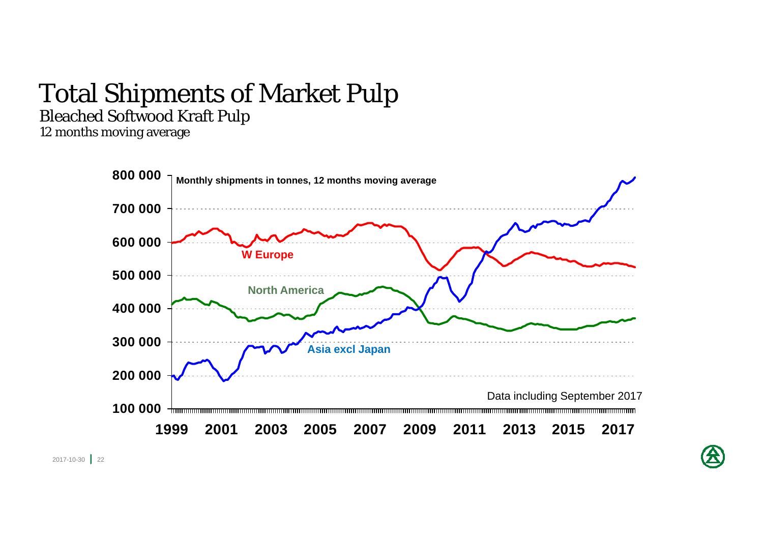# Total Shipments of Market Pulp

## Bleached Softwood Kraft Pulp

*12 months moving average*

**Monthly shipments in tonnes, 12 months moving average**

**800 000**
**700 000**
**600 000**
**500 000**
**400 000**
**300 000**
**200 000**
**100 000**

**W Europe**

**North America**

**Asia excl Japan**

Data including September 2017

**1999 2001 2003 2005 2007 2009 2011 2013 2015 2017**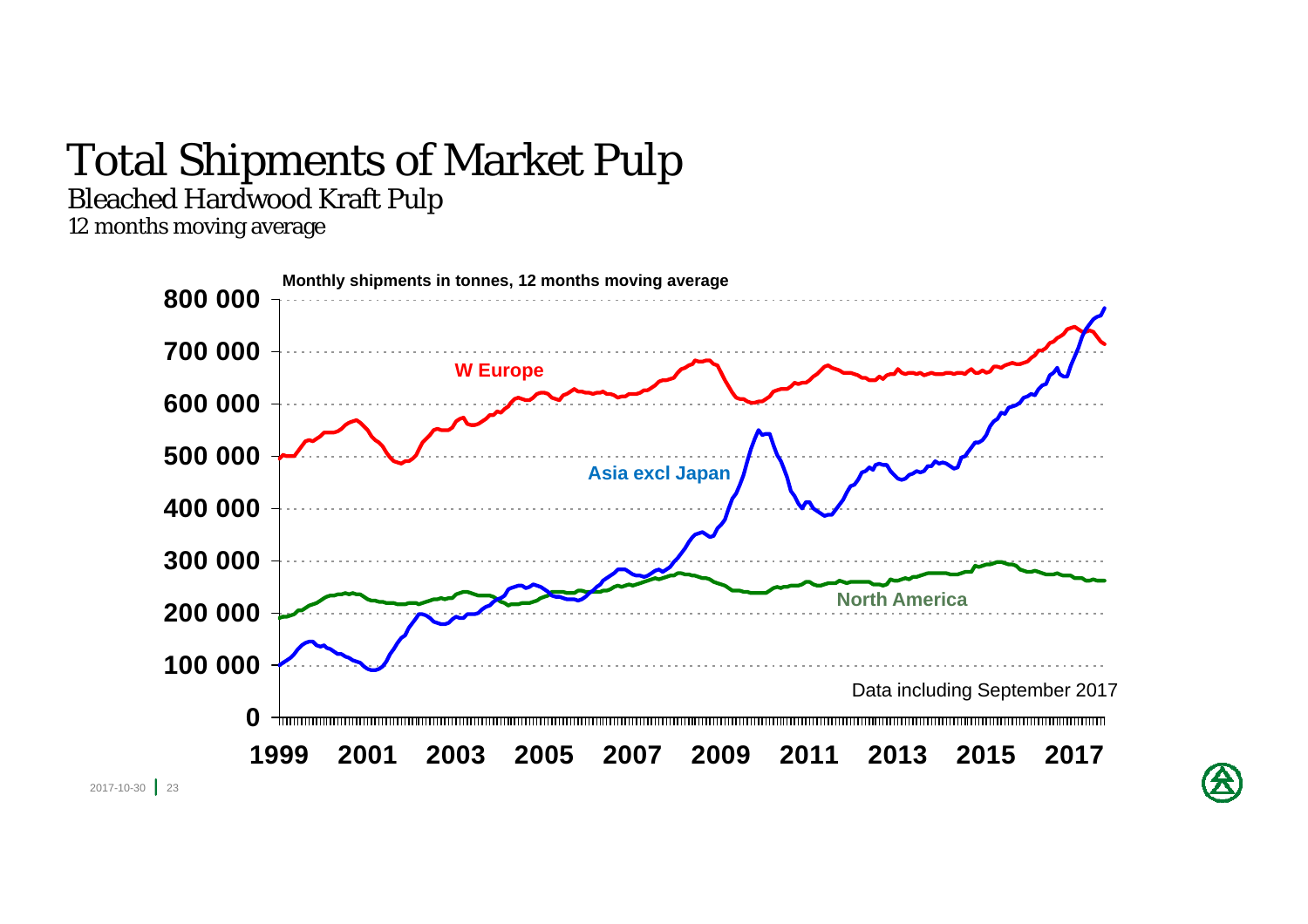# Total Shipments of Market Pulp

## Bleached Hardwood Kraft Pulp

*12 months moving average*

**Monthly shipments in tonnes, 12 months moving average**

**800 000**
**700 000**
**600 000**
**500 000**
**400 000**
**300 000**
**200 000**
**100 000**
**0**

**W Europe**

**Asia excl Japan**

**North America**

Data including September 2017

**1999 2001 2003 2005 2007 2009 2011 2013 2015 2017**